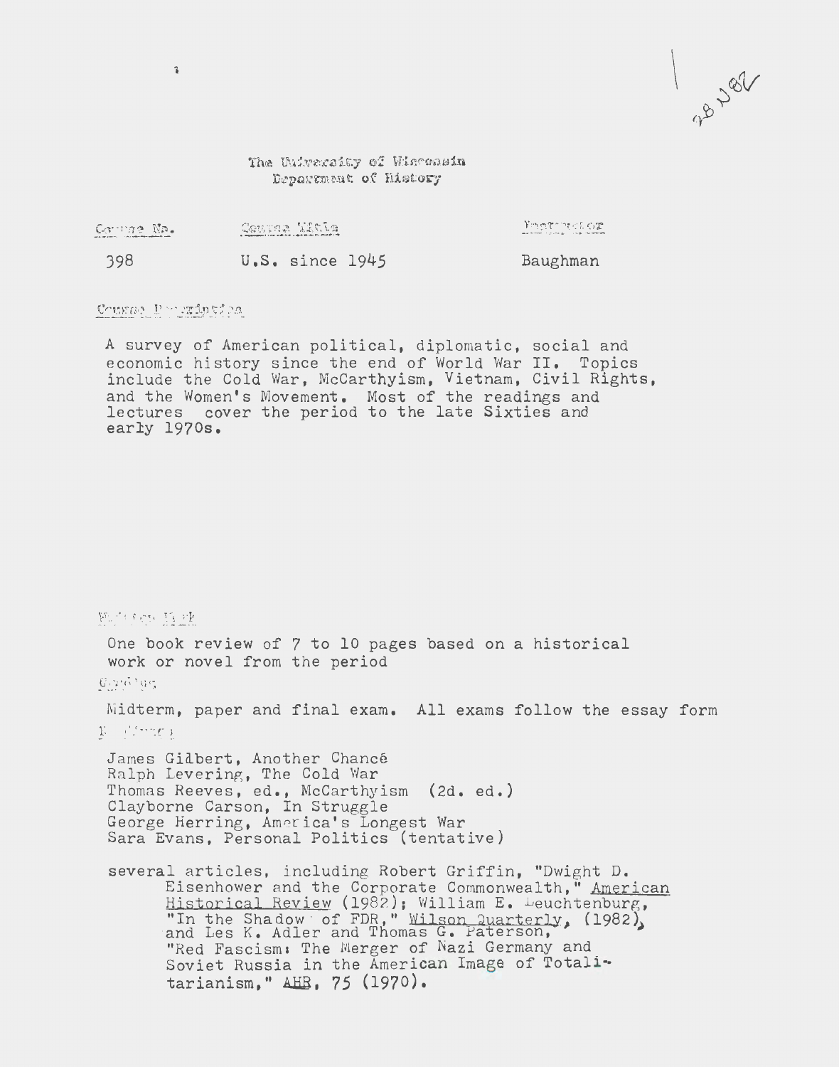28 N 82

The University of Wisconsin
Department of History

| Course No. | Course Title | Instructor |
|---|---|---|
| 398 | U.S. since 1945 | Baughman |

Course Description

A survey of American political, diplomatic, social and economic history since the end of World War II. Topics include the Cold War, McCarthyism, Vietnam, Civil Rights, and the Women's Movement. Most of the readings and lectures cover the period to the late Sixties and early 1970s.

Written Work

One book review of 7 to 10 pages based on a historical work or novel from the period

Grading

Midterm, paper and final exam. All exams follow the essay form

Readings

James Gilbert, Another Chance
Ralph Levering, The Cold War
Thomas Reeves, ed., McCarthyism (2d. ed.)
Clayborne Carson, In Struggle
George Herring, America's Longest War
Sara Evans, Personal Politics (tentative)

several articles, including Robert Griffin, "Dwight D. Eisenhower and the Corporate Commonwealth," American Historical Review (1982); William E. Leuchtenburg, "In the Shadow of FDR," Wilson Quarterly, (1982), and Les K. Adler and Thomas G. Paterson, "Red Fascism: The Merger of Nazi Germany and Soviet Russia in the American Image of Totalitarianism," AHR, 75 (1970).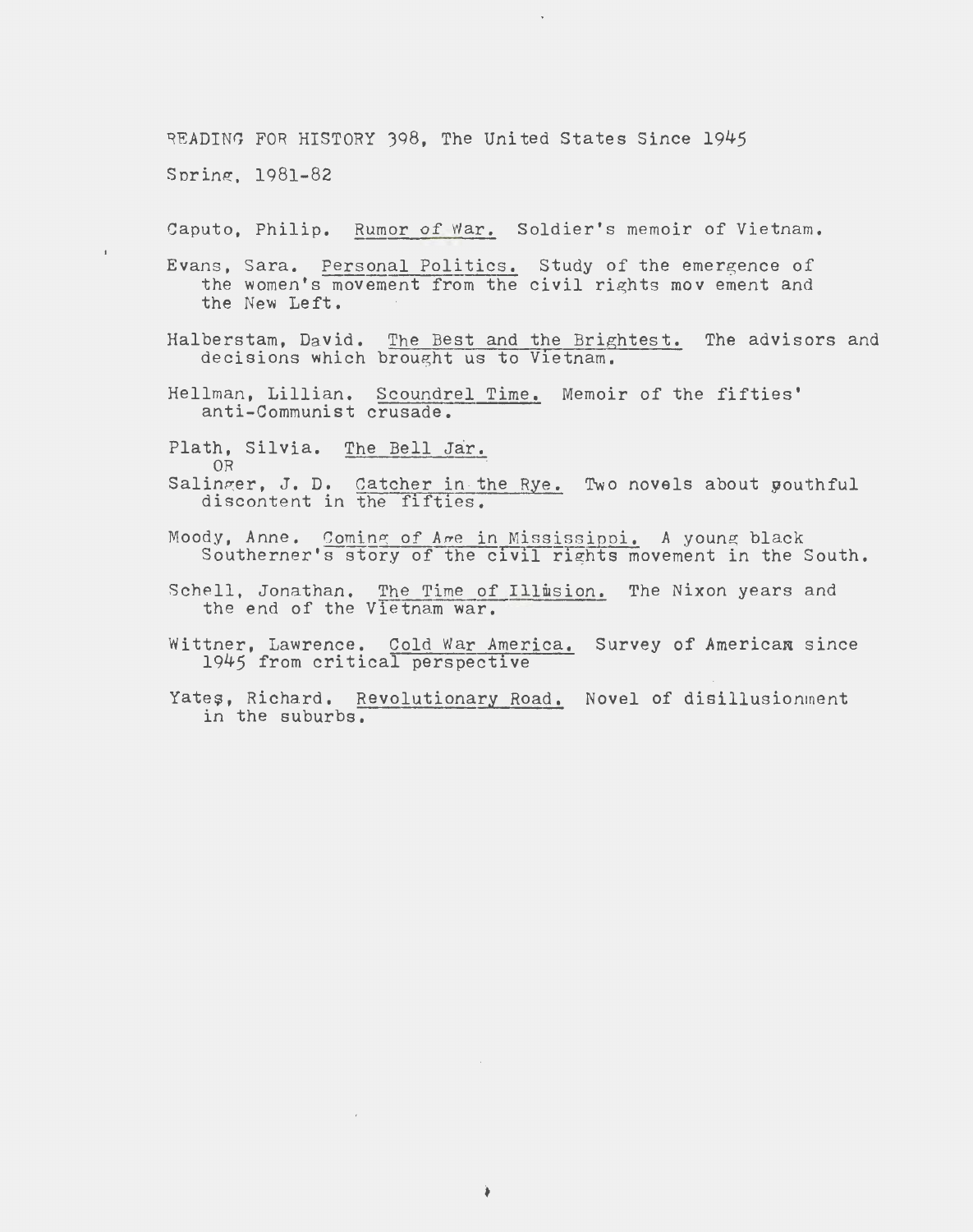READING FOR HISTORY 398, The United States Since 1945

Spring, 1981-82

Caputo, Philip. Rumor of War. Soldier's memoir of Vietnam.

Evans, Sara. Personal Politics. Study of the emergence of the women's movement from the civil rights mov ement and the New Left.

Halberstam, David. The Best and the Brightest. The advisors and decisions which brought us to Vietnam.

Hellman, Lillian. Scoundrel Time. Memoir of the fifties' anti-Communist crusade.

Plath, Silvia. The Bell Jar.
OR
Salinger, J. D. Catcher in the Rye. Two novels about youthful discontent in the fifties.

Moody, Anne. Coming of Age in Mississippi. A young black Southerner's story of the civil rights movement in the South.

Schell, Jonathan. The Time of Illusion. The Nixon years and the end of the Vietnam war.

Wittner, Lawrence. Cold War America. Survey of American since 1945 from critical perspective

Yates, Richard. Revolutionary Road. Novel of disillusionment in the suburbs.